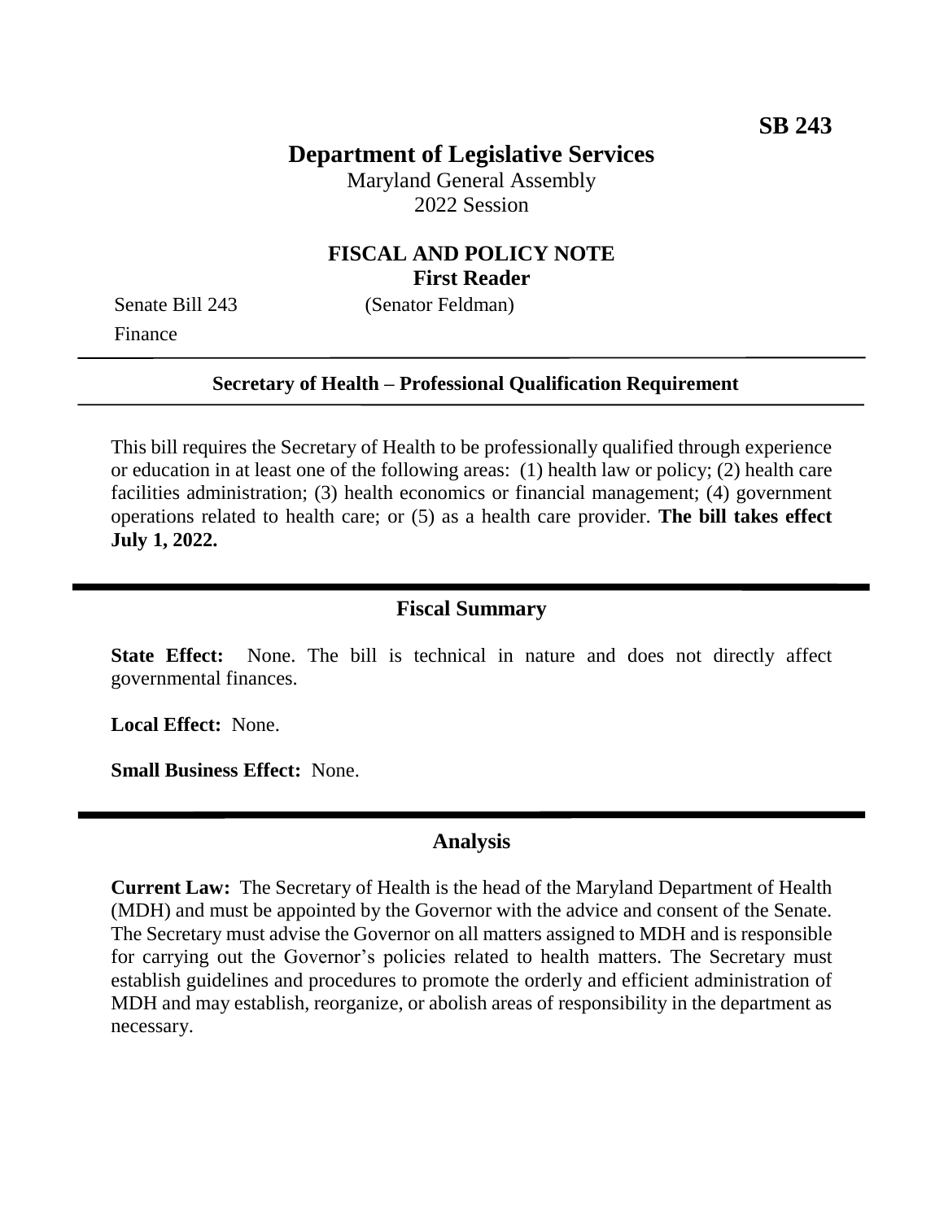**SB 243**

# Department of Legislative Services

Maryland General Assembly
2022 Session

## FISCAL AND POLICY NOTE
**First Reader**

Senate Bill 243 (Senator Feldman)
Finance

---

**Secretary of Health – Professional Qualification Requirement**

---

This bill requires the Secretary of Health to be professionally qualified through experience or education in at least one of the following areas: (1) health law or policy; (2) health care facilities administration; (3) health economics or financial management; (4) government operations related to health care; or (5) as a health care provider. **The bill takes effect July 1, 2022.**

---

## Fiscal Summary

**State Effect:** None. The bill is technical in nature and does not directly affect governmental finances.

**Local Effect:** None.

**Small Business Effect:** None.

---

## Analysis

**Current Law:** The Secretary of Health is the head of the Maryland Department of Health (MDH) and must be appointed by the Governor with the advice and consent of the Senate. The Secretary must advise the Governor on all matters assigned to MDH and is responsible for carrying out the Governor's policies related to health matters. The Secretary must establish guidelines and procedures to promote the orderly and efficient administration of MDH and may establish, reorganize, or abolish areas of responsibility in the department as necessary.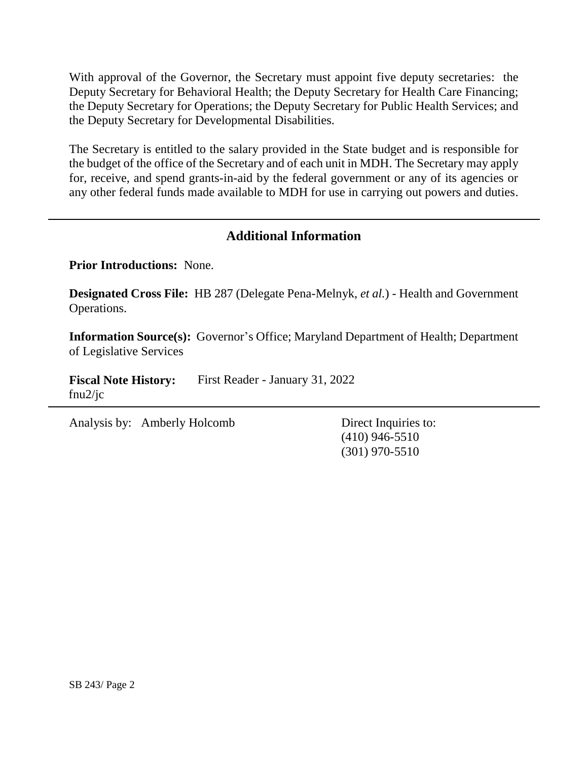With approval of the Governor, the Secretary must appoint five deputy secretaries: the Deputy Secretary for Behavioral Health; the Deputy Secretary for Health Care Financing; the Deputy Secretary for Operations; the Deputy Secretary for Public Health Services; and the Deputy Secretary for Developmental Disabilities.

The Secretary is entitled to the salary provided in the State budget and is responsible for the budget of the office of the Secretary and of each unit in MDH. The Secretary may apply for, receive, and spend grants-in-aid by the federal government or any of its agencies or any other federal funds made available to MDH for use in carrying out powers and duties.

---

## Additional Information

**Prior Introductions:** None.

**Designated Cross File:** HB 287 (Delegate Pena-Melnyk, *et al.*) - Health and Government Operations.

**Information Source(s):** Governor's Office; Maryland Department of Health; Department of Legislative Services

**Fiscal Note History:** First Reader - January 31, 2022
fnu2/jc

---

Analysis by: Amberly Holcomb

Direct Inquiries to:
(410) 946-5510
(301) 970-5510